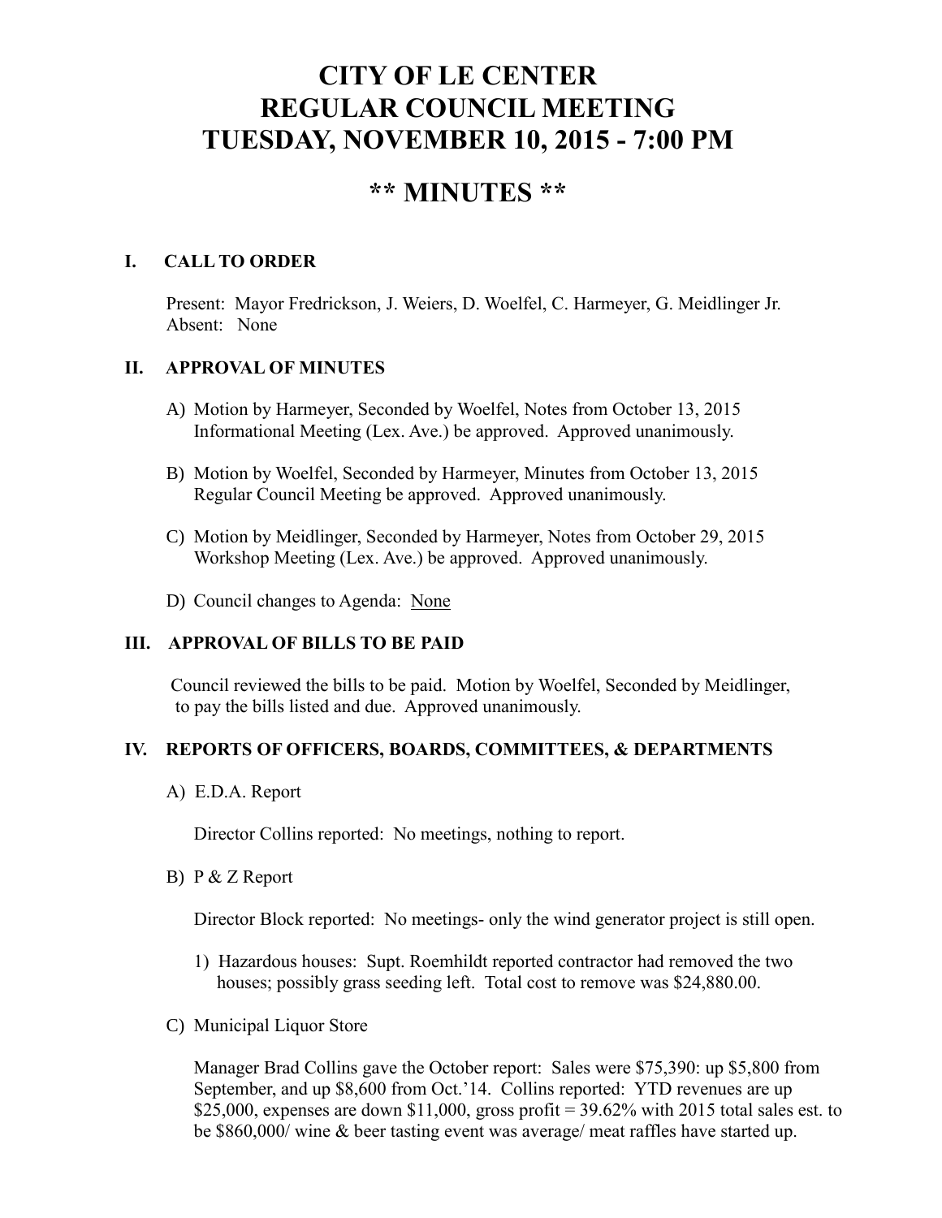# CITY OF LE CENTER
# REGULAR COUNCIL MEETING
# TUESDAY, NOVEMBER 10, 2015 - 7:00 PM

## ** MINUTES **

### I. CALL TO ORDER

Present: Mayor Fredrickson, J. Weiers, D. Woelfel, C. Harmeyer, G. Meidlinger Jr.
Absent: None

### II. APPROVAL OF MINUTES

A) Motion by Harmeyer, Seconded by Woelfel, Notes from October 13, 2015 Informational Meeting (Lex. Ave.) be approved. Approved unanimously.

B) Motion by Woelfel, Seconded by Harmeyer, Minutes from October 13, 2015 Regular Council Meeting be approved. Approved unanimously.

C) Motion by Meidlinger, Seconded by Harmeyer, Notes from October 29, 2015 Workshop Meeting (Lex. Ave.) be approved. Approved unanimously.

D) Council changes to Agenda: None

### III. APPROVAL OF BILLS TO BE PAID

Council reviewed the bills to be paid. Motion by Woelfel, Seconded by Meidlinger, to pay the bills listed and due. Approved unanimously.

### IV. REPORTS OF OFFICERS, BOARDS, COMMITTEES, & DEPARTMENTS

A) E.D.A. Report

Director Collins reported: No meetings, nothing to report.

B) P & Z Report

Director Block reported: No meetings- only the wind generator project is still open.

1) Hazardous houses: Supt. Roemhildt reported contractor had removed the two houses; possibly grass seeding left. Total cost to remove was $24,880.00.

C) Municipal Liquor Store

Manager Brad Collins gave the October report: Sales were $75,390: up $5,800 from September, and up $8,600 from Oct.'14. Collins reported: YTD revenues are up $25,000, expenses are down $11,000, gross profit = 39.62% with 2015 total sales est. to be $860,000/ wine & beer tasting event was average/ meat raffles have started up.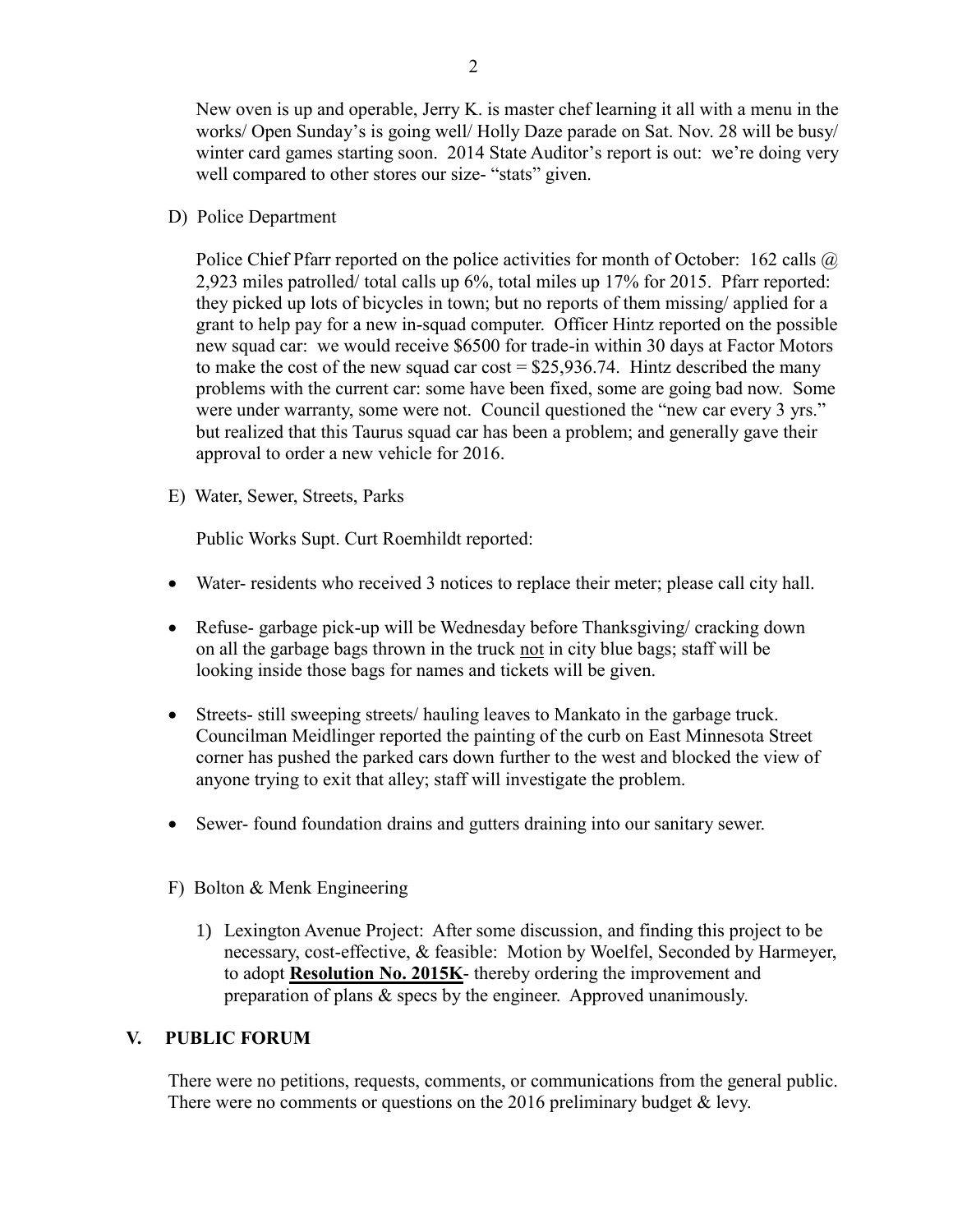New oven is up and operable, Jerry K. is master chef learning it all with a menu in the works/ Open Sunday's is going well/ Holly Daze parade on Sat. Nov. 28 will be busy/ winter card games starting soon. 2014 State Auditor's report is out: we're doing very well compared to other stores our size- "stats" given.

D) Police Department

Police Chief Pfarr reported on the police activities for month of October: 162 calls @ 2,923 miles patrolled/ total calls up 6%, total miles up 17% for 2015. Pfarr reported: they picked up lots of bicycles in town; but no reports of them missing/ applied for a grant to help pay for a new in-squad computer. Officer Hintz reported on the possible new squad car: we would receive $6500 for trade-in within 30 days at Factor Motors to make the cost of the new squad car cost = $25,936.74. Hintz described the many problems with the current car: some have been fixed, some are going bad now. Some were under warranty, some were not. Council questioned the "new car every 3 yrs." but realized that this Taurus squad car has been a problem; and generally gave their approval to order a new vehicle for 2016.

E) Water, Sewer, Streets, Parks

Public Works Supt. Curt Roemhildt reported:

- Water- residents who received 3 notices to replace their meter; please call city hall.
- Refuse- garbage pick-up will be Wednesday before Thanksgiving/ cracking down on all the garbage bags thrown in the truck <u>not</u> in city blue bags; staff will be looking inside those bags for names and tickets will be given.
- Streets- still sweeping streets/ hauling leaves to Mankato in the garbage truck. Councilman Meidlinger reported the painting of the curb on East Minnesota Street corner has pushed the parked cars down further to the west and blocked the view of anyone trying to exit that alley; staff will investigate the problem.
- Sewer- found foundation drains and gutters draining into our sanitary sewer.

F) Bolton & Menk Engineering

1) Lexington Avenue Project: After some discussion, and finding this project to be necessary, cost-effective, & feasible: Motion by Woelfel, Seconded by Harmeyer, to adopt **<u>Resolution No. 2015K</u>**- thereby ordering the improvement and preparation of plans & specs by the engineer. Approved unanimously.

## V. PUBLIC FORUM

There were no petitions, requests, comments, or communications from the general public. There were no comments or questions on the 2016 preliminary budget & levy.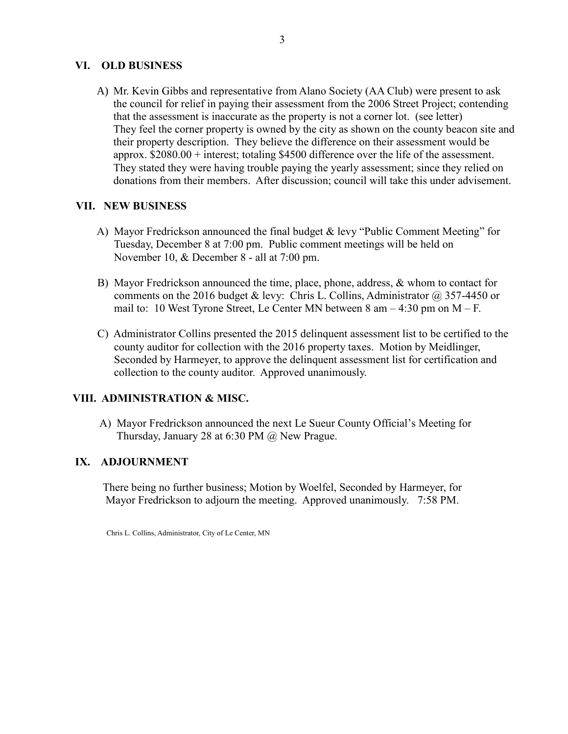## VI. OLD BUSINESS

A) Mr. Kevin Gibbs and representative from Alano Society (AA Club) were present to ask the council for relief in paying their assessment from the 2006 Street Project; contending that the assessment is inaccurate as the property is not a corner lot. (see letter) They feel the corner property is owned by the city as shown on the county beacon site and their property description. They believe the difference on their assessment would be approx. $2080.00 + interest; totaling $4500 difference over the life of the assessment. They stated they were having trouble paying the yearly assessment; since they relied on donations from their members. After discussion; council will take this under advisement.

## VII. NEW BUSINESS

A) Mayor Fredrickson announced the final budget & levy "Public Comment Meeting" for Tuesday, December 8 at 7:00 pm. Public comment meetings will be held on November 10, & December 8 - all at 7:00 pm.

B) Mayor Fredrickson announced the time, place, phone, address, & whom to contact for comments on the 2016 budget & levy: Chris L. Collins, Administrator @ 357-4450 or mail to: 10 West Tyrone Street, Le Center MN between 8 am – 4:30 pm on M – F.

C) Administrator Collins presented the 2015 delinquent assessment list to be certified to the county auditor for collection with the 2016 property taxes. Motion by Meidlinger, Seconded by Harmeyer, to approve the delinquent assessment list for certification and collection to the county auditor. Approved unanimously.

## VIII. ADMINISTRATION & MISC.

A) Mayor Fredrickson announced the next Le Sueur County Official's Meeting for Thursday, January 28 at 6:30 PM @ New Prague.

## IX. ADJOURNMENT

There being no further business; Motion by Woelfel, Seconded by Harmeyer, for Mayor Fredrickson to adjourn the meeting. Approved unanimously. 7:58 PM.

Chris L. Collins, Administrator, City of Le Center, MN